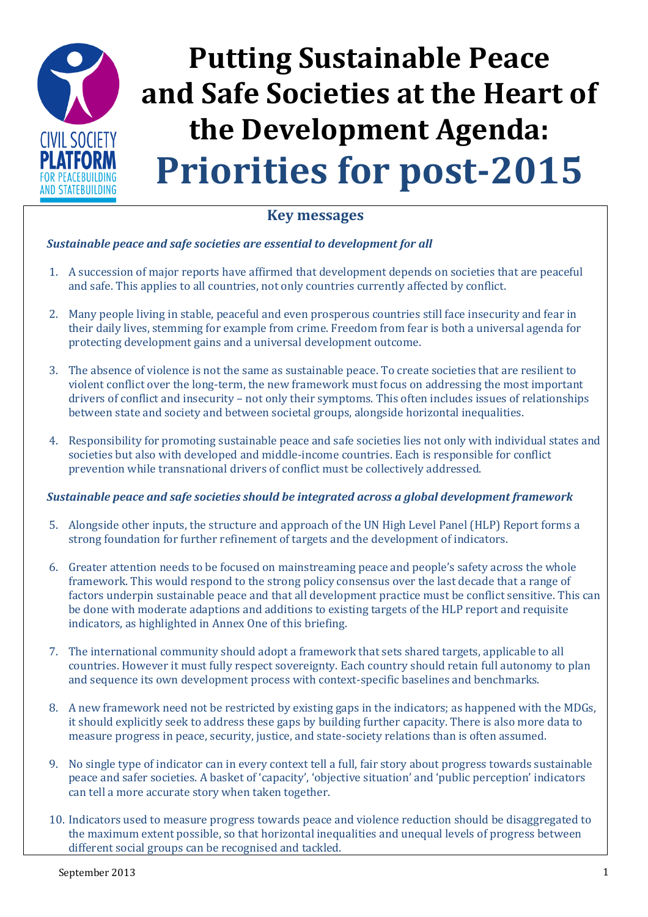# Putting Sustainable Peace and Safe Societies at the Heart of the Development Agenda: Priorities for post-2015

## Key messages

***Sustainable peace and safe societies are essential to development for all***

1. A succession of major reports have affirmed that development depends on societies that are peaceful and safe. This applies to all countries, not only countries currently affected by conflict.

2. Many people living in stable, peaceful and even prosperous countries still face insecurity and fear in their daily lives, stemming for example from crime. Freedom from fear is both a universal agenda for protecting development gains and a universal development outcome.

3. The absence of violence is not the same as sustainable peace. To create societies that are resilient to violent conflict over the long-term, the new framework must focus on addressing the most important drivers of conflict and insecurity – not only their symptoms. This often includes issues of relationships between state and society and between societal groups, alongside horizontal inequalities.

4. Responsibility for promoting sustainable peace and safe societies lies not only with individual states and societies but also with developed and middle-income countries. Each is responsible for conflict prevention while transnational drivers of conflict must be collectively addressed.

***Sustainable peace and safe societies should be integrated across a global development framework***

5. Alongside other inputs, the structure and approach of the UN High Level Panel (HLP) Report forms a strong foundation for further refinement of targets and the development of indicators.

6. Greater attention needs to be focused on mainstreaming peace and people's safety across the whole framework. This would respond to the strong policy consensus over the last decade that a range of factors underpin sustainable peace and that all development practice must be conflict sensitive. This can be done with moderate adaptions and additions to existing targets of the HLP report and requisite indicators, as highlighted in Annex One of this briefing.

7. The international community should adopt a framework that sets shared targets, applicable to all countries. However it must fully respect sovereignty. Each country should retain full autonomy to plan and sequence its own development process with context-specific baselines and benchmarks.

8. A new framework need not be restricted by existing gaps in the indicators; as happened with the MDGs, it should explicitly seek to address these gaps by building further capacity. There is also more data to measure progress in peace, security, justice, and state-society relations than is often assumed.

9. No single type of indicator can in every context tell a full, fair story about progress towards sustainable peace and safer societies. A basket of 'capacity', 'objective situation' and 'public perception' indicators can tell a more accurate story when taken together.

10. Indicators used to measure progress towards peace and violence reduction should be disaggregated to the maximum extent possible, so that horizontal inequalities and unequal levels of progress between different social groups can be recognised and tackled.

September 2013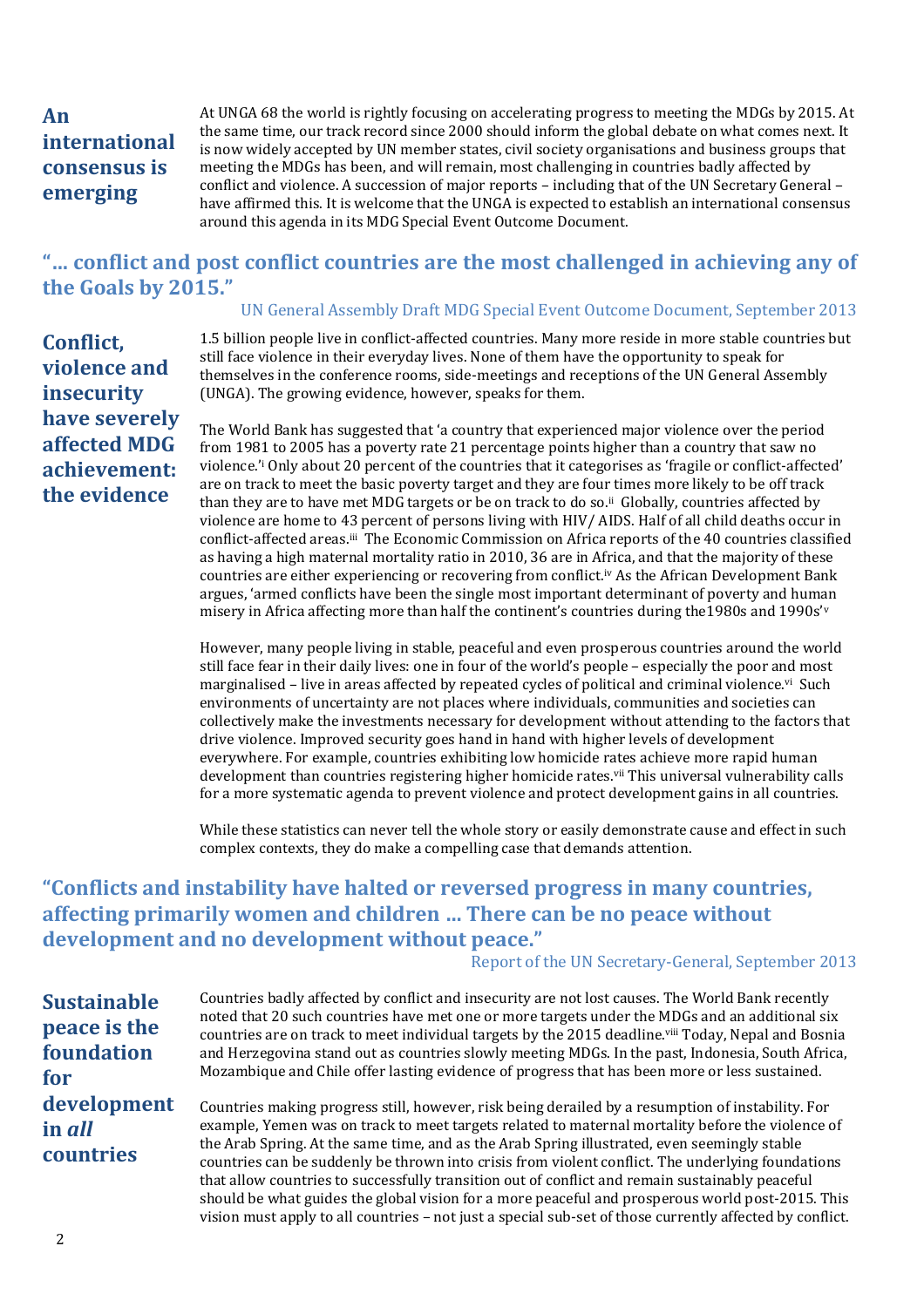## An international consensus is emerging

At UNGA 68 the world is rightly focusing on accelerating progress to meeting the MDGs by 2015. At the same time, our track record since 2000 should inform the global debate on what comes next. It is now widely accepted by UN member states, civil society organisations and business groups that meeting the MDGs has been, and will remain, most challenging in countries badly affected by conflict and violence. A succession of major reports – including that of the UN Secretary General – have affirmed this. It is welcome that the UNGA is expected to establish an international consensus around this agenda in its MDG Special Event Outcome Document.

**"… conflict and post conflict countries are the most challenged in achieving any of the Goals by 2015."**

UN General Assembly Draft MDG Special Event Outcome Document, September 2013

## Conflict, violence and insecurity have severely affected MDG achievement: the evidence

1.5 billion people live in conflict-affected countries. Many more reside in more stable countries but still face violence in their everyday lives. None of them have the opportunity to speak for themselves in the conference rooms, side-meetings and receptions of the UN General Assembly (UNGA). The growing evidence, however, speaks for them.

The World Bank has suggested that 'a country that experienced major violence over the period from 1981 to 2005 has a poverty rate 21 percentage points higher than a country that saw no violence.'[i] Only about 20 percent of the countries that it categorises as 'fragile or conflict-affected' are on track to meet the basic poverty target and they are four times more likely to be off track than they are to have met MDG targets or be on track to do so.[ii] Globally, countries affected by violence are home to 43 percent of persons living with HIV/ AIDS. Half of all child deaths occur in conflict-affected areas.[iii] The Economic Commission on Africa reports of the 40 countries classified as having a high maternal mortality ratio in 2010, 36 are in Africa, and that the majority of these countries are either experiencing or recovering from conflict.[iv] As the African Development Bank argues, 'armed conflicts have been the single most important determinant of poverty and human misery in Africa affecting more than half the continent's countries during the1980s and 1990s'[v]

However, many people living in stable, peaceful and even prosperous countries around the world still face fear in their daily lives: one in four of the world's people – especially the poor and most marginalised – live in areas affected by repeated cycles of political and criminal violence.[vi] Such environments of uncertainty are not places where individuals, communities and societies can collectively make the investments necessary for development without attending to the factors that drive violence. Improved security goes hand in hand with higher levels of development everywhere. For example, countries exhibiting low homicide rates achieve more rapid human development than countries registering higher homicide rates.[vii] This universal vulnerability calls for a more systematic agenda to prevent violence and protect development gains in all countries.

While these statistics can never tell the whole story or easily demonstrate cause and effect in such complex contexts, they do make a compelling case that demands attention.

**"Conflicts and instability have halted or reversed progress in many countries, affecting primarily women and children … There can be no peace without development and no development without peace."**

Report of the UN Secretary-General, September 2013

## Sustainable peace is the foundation for development in *all* countries

Countries badly affected by conflict and insecurity are not lost causes. The World Bank recently noted that 20 such countries have met one or more targets under the MDGs and an additional six countries are on track to meet individual targets by the 2015 deadline.[viii] Today, Nepal and Bosnia and Herzegovina stand out as countries slowly meeting MDGs. In the past, Indonesia, South Africa, Mozambique and Chile offer lasting evidence of progress that has been more or less sustained.

Countries making progress still, however, risk being derailed by a resumption of instability. For example, Yemen was on track to meet targets related to maternal mortality before the violence of the Arab Spring. At the same time, and as the Arab Spring illustrated, even seemingly stable countries can be suddenly be thrown into crisis from violent conflict. The underlying foundations that allow countries to successfully transition out of conflict and remain sustainably peaceful should be what guides the global vision for a more peaceful and prosperous world post-2015. This vision must apply to all countries – not just a special sub-set of those currently affected by conflict.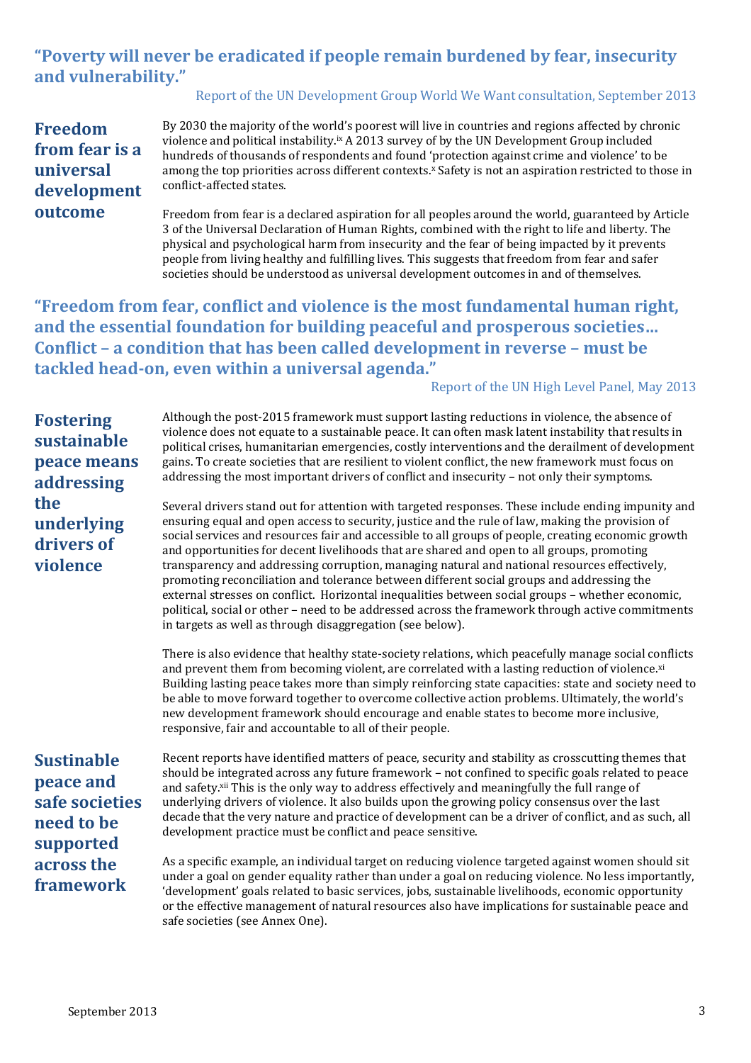**"Poverty will never be eradicated if people remain burdened by fear, insecurity and vulnerability."**

Report of the UN Development Group World We Want consultation, September 2013

## Freedom from fear is a universal development outcome

By 2030 the majority of the world's poorest will live in countries and regions affected by chronic violence and political instability.[ix] A 2013 survey of by the UN Development Group included hundreds of thousands of respondents and found 'protection against crime and violence' to be among the top priorities across different contexts.[x] Safety is not an aspiration restricted to those in conflict-affected states.

Freedom from fear is a declared aspiration for all peoples around the world, guaranteed by Article 3 of the Universal Declaration of Human Rights, combined with the right to life and liberty. The physical and psychological harm from insecurity and the fear of being impacted by it prevents people from living healthy and fulfilling lives. This suggests that freedom from fear and safer societies should be understood as universal development outcomes in and of themselves.

**"Freedom from fear, conflict and violence is the most fundamental human right, and the essential foundation for building peaceful and prosperous societies… Conflict – a condition that has been called development in reverse – must be tackled head-on, even within a universal agenda."**

Report of the UN High Level Panel, May 2013

## Fostering sustainable peace means addressing the underlying drivers of violence

Although the post-2015 framework must support lasting reductions in violence, the absence of violence does not equate to a sustainable peace. It can often mask latent instability that results in political crises, humanitarian emergencies, costly interventions and the derailment of development gains. To create societies that are resilient to violent conflict, the new framework must focus on addressing the most important drivers of conflict and insecurity – not only their symptoms.

Several drivers stand out for attention with targeted responses. These include ending impunity and ensuring equal and open access to security, justice and the rule of law, making the provision of social services and resources fair and accessible to all groups of people, creating economic growth and opportunities for decent livelihoods that are shared and open to all groups, promoting transparency and addressing corruption, managing natural and national resources effectively, promoting reconciliation and tolerance between different social groups and addressing the external stresses on conflict. Horizontal inequalities between social groups – whether economic, political, social or other – need to be addressed across the framework through active commitments in targets as well as through disaggregation (see below).

There is also evidence that healthy state-society relations, which peacefully manage social conflicts and prevent them from becoming violent, are correlated with a lasting reduction of violence.[xi] Building lasting peace takes more than simply reinforcing state capacities: state and society need to be able to move forward together to overcome collective action problems. Ultimately, the world's new development framework should encourage and enable states to become more inclusive, responsive, fair and accountable to all of their people.

## Sustainable peace and safe societies need to be supported across the framework

Recent reports have identified matters of peace, security and stability as crosscutting themes that should be integrated across any future framework – not confined to specific goals related to peace and safety.[xii] This is the only way to address effectively and meaningfully the full range of underlying drivers of violence. It also builds upon the growing policy consensus over the last decade that the very nature and practice of development can be a driver of conflict, and as such, all development practice must be conflict and peace sensitive.

As a specific example, an individual target on reducing violence targeted against women should sit under a goal on gender equality rather than under a goal on reducing violence. No less importantly, 'development' goals related to basic services, jobs, sustainable livelihoods, economic opportunity or the effective management of natural resources also have implications for sustainable peace and safe societies (see Annex One).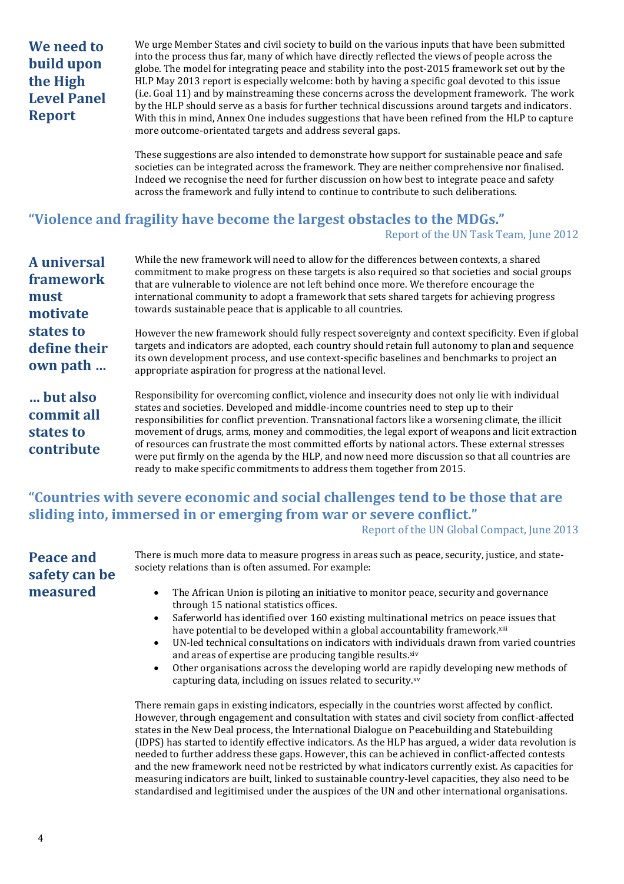## We need to build upon the High Level Panel Report

We urge Member States and civil society to build on the various inputs that have been submitted into the process thus far, many of which have directly reflected the views of people across the globe. The model for integrating peace and stability into the post-2015 framework set out by the HLP May 2013 report is especially welcome: both by having a specific goal devoted to this issue (i.e. Goal 11) and by mainstreaming these concerns across the development framework. The work by the HLP should serve as a basis for further technical discussions around targets and indicators. With this in mind, Annex One includes suggestions that have been refined from the HLP to capture more outcome-orientated targets and address several gaps.

These suggestions are also intended to demonstrate how support for sustainable peace and safe societies can be integrated across the framework. They are neither comprehensive nor finalised. Indeed we recognise the need for further discussion on how best to integrate peace and safety across the framework and fully intend to continue to contribute to such deliberations.

### "Violence and fragility have become the largest obstacles to the MDGs."

Report of the UN Task Team, June 2012

## A universal framework must motivate states to define their own path …

While the new framework will need to allow for the differences between contexts, a shared commitment to make progress on these targets is also required so that societies and social groups that are vulnerable to violence are not left behind once more. We therefore encourage the international community to adopt a framework that sets shared targets for achieving progress towards sustainable peace that is applicable to all countries.

However the new framework should fully respect sovereignty and context specificity. Even if global targets and indicators are adopted, each country should retain full autonomy to plan and sequence its own development process, and use context-specific baselines and benchmarks to project an appropriate aspiration for progress at the national level.

## … but also commit all states to contribute

Responsibility for overcoming conflict, violence and insecurity does not only lie with individual states and societies. Developed and middle-income countries need to step up to their responsibilities for conflict prevention. Transnational factors like a worsening climate, the illicit movement of drugs, arms, money and commodities, the legal export of weapons and licit extraction of resources can frustrate the most committed efforts by national actors. These external stresses were put firmly on the agenda by the HLP, and now need more discussion so that all countries are ready to make specific commitments to address them together from 2015.

### "Countries with severe economic and social challenges tend to be those that are sliding into, immersed in or emerging from war or severe conflict."

Report of the UN Global Compact, June 2013

## Peace and safety can be measured

There is much more data to measure progress in areas such as peace, security, justice, and state-society relations than is often assumed. For example:

- The African Union is piloting an initiative to monitor peace, security and governance through 15 national statistics offices.
- Saferworld has identified over 160 existing multinational metrics on peace issues that have potential to be developed within a global accountability framework.[xiii]
- UN-led technical consultations on indicators with individuals drawn from varied countries and areas of expertise are producing tangible results.[xiv]
- Other organisations across the developing world are rapidly developing new methods of capturing data, including on issues related to security.[xv]

There remain gaps in existing indicators, especially in the countries worst affected by conflict. However, through engagement and consultation with states and civil society from conflict-affected states in the New Deal process, the International Dialogue on Peacebuilding and Statebuilding (IDPS) has started to identify effective indicators. As the HLP has argued, a wider data revolution is needed to further address these gaps. However, this can be achieved in conflict-affected contests and the new framework need not be restricted by what indicators currently exist. As capacities for measuring indicators are built, linked to sustainable country-level capacities, they also need to be standardised and legitimised under the auspices of the UN and other international organisations.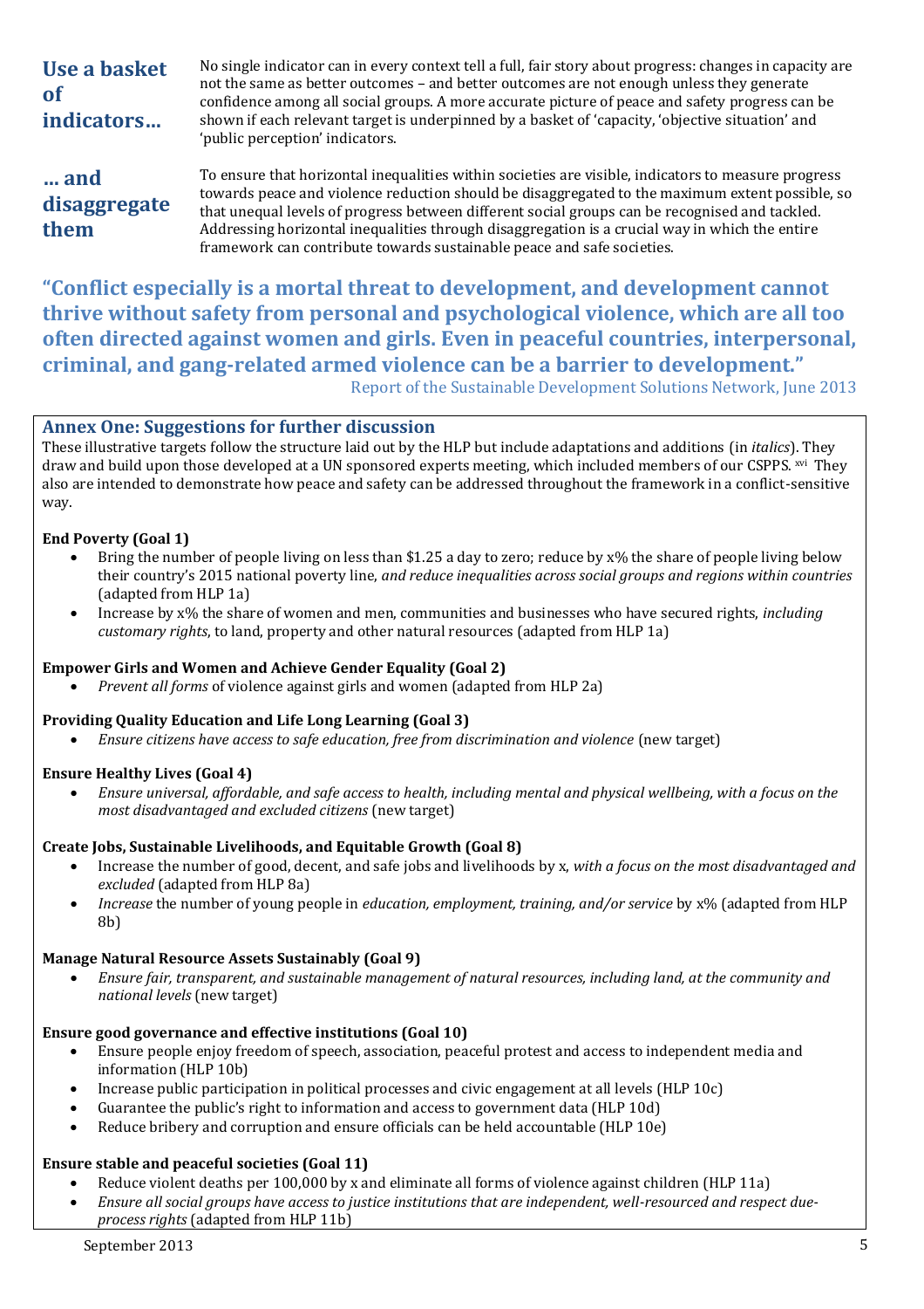**Use a basket of indicators…**

No single indicator can in every context tell a full, fair story about progress: changes in capacity are not the same as better outcomes – and better outcomes are not enough unless they generate confidence among all social groups. A more accurate picture of peace and safety progress can be shown if each relevant target is underpinned by a basket of 'capacity, 'objective situation' and 'public perception' indicators.

**… and disaggregate them**

To ensure that horizontal inequalities within societies are visible, indicators to measure progress towards peace and violence reduction should be disaggregated to the maximum extent possible, so that unequal levels of progress between different social groups can be recognised and tackled. Addressing horizontal inequalities through disaggregation is a crucial way in which the entire framework can contribute towards sustainable peace and safe societies.

> **"Conflict especially is a mortal threat to development, and development cannot thrive without safety from personal and psychological violence, which are all too often directed against women and girls. Even in peaceful countries, interpersonal, criminal, and gang-related armed violence can be a barrier to development."**
>
> Report of the Sustainable Development Solutions Network, June 2013

## Annex One: Suggestions for further discussion

These illustrative targets follow the structure laid out by the HLP but include adaptations and additions (in *italics*). They draw and build upon those developed at a UN sponsored experts meeting, which included members of our CSPPS.[xvi] They also are intended to demonstrate how peace and safety can be addressed throughout the framework in a conflict-sensitive way.

**End Poverty (Goal 1)**

- Bring the number of people living on less than $1.25 a day to zero; reduce by x% the share of people living below their country's 2015 national poverty line, *and reduce inequalities across social groups and regions within countries* (adapted from HLP 1a)
- Increase by x% the share of women and men, communities and businesses who have secured rights, *including customary rights*, to land, property and other natural resources (adapted from HLP 1a)

**Empower Girls and Women and Achieve Gender Equality (Goal 2)**

- *Prevent all forms* of violence against girls and women (adapted from HLP 2a)

**Providing Quality Education and Life Long Learning (Goal 3)**

- *Ensure citizens have access to safe education, free from discrimination and violence* (new target)

**Ensure Healthy Lives (Goal 4)**

- *Ensure universal, affordable, and safe access to health, including mental and physical wellbeing, with a focus on the most disadvantaged and excluded citizens* (new target)

**Create Jobs, Sustainable Livelihoods, and Equitable Growth (Goal 8)**

- Increase the number of good, decent, and safe jobs and livelihoods by x, *with a focus on the most disadvantaged and excluded* (adapted from HLP 8a)
- *Increase* the number of young people in *education, employment, training, and/or service* by x% (adapted from HLP 8b)

**Manage Natural Resource Assets Sustainably (Goal 9)**

- *Ensure fair, transparent, and sustainable management of natural resources, including land, at the community and national levels* (new target)

**Ensure good governance and effective institutions (Goal 10)**

- Ensure people enjoy freedom of speech, association, peaceful protest and access to independent media and information (HLP 10b)
- Increase public participation in political processes and civic engagement at all levels (HLP 10c)
- Guarantee the public's right to information and access to government data (HLP 10d)
- Reduce bribery and corruption and ensure officials can be held accountable (HLP 10e)

**Ensure stable and peaceful societies (Goal 11)**

- Reduce violent deaths per 100,000 by x and eliminate all forms of violence against children (HLP 11a)
- *Ensure all social groups have access to justice institutions that are independent, well-resourced and respect due-process rights* (adapted from HLP 11b)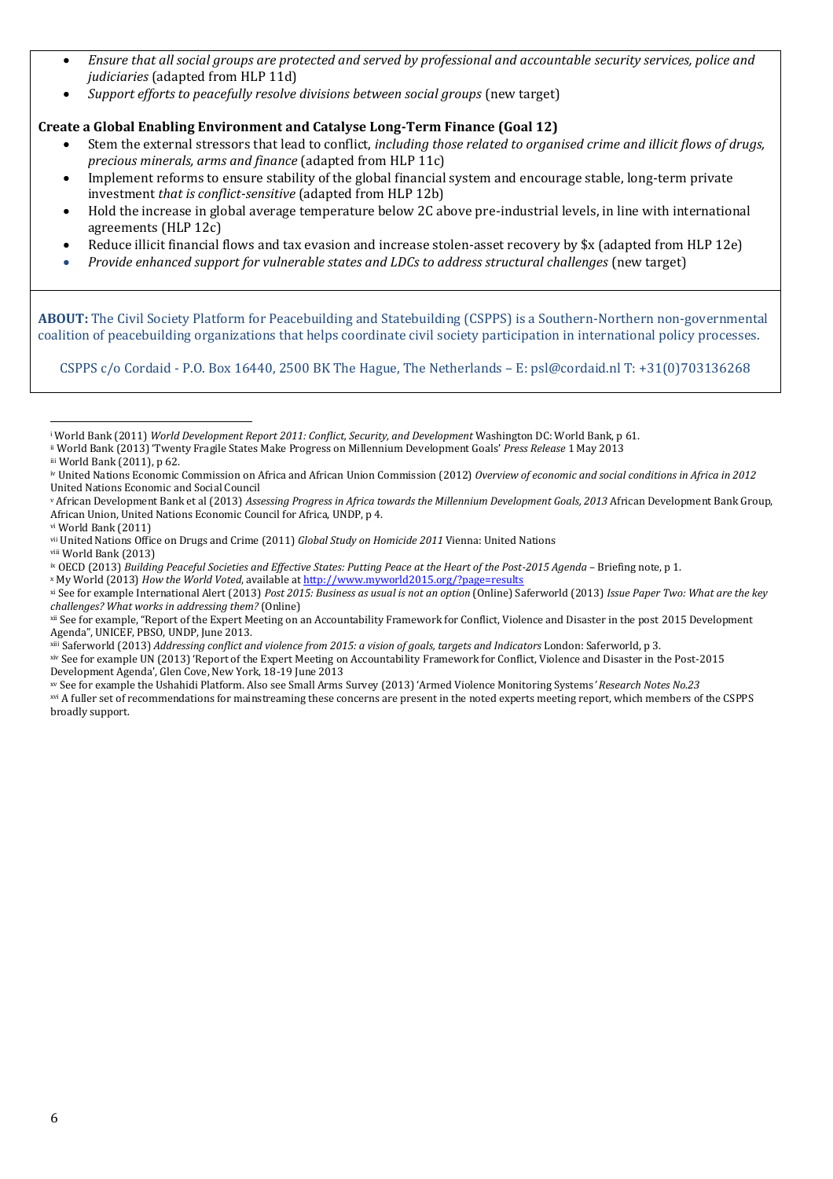- *Ensure that all social groups are protected and served by professional and accountable security services, police and judiciaries* (adapted from HLP 11d)
- *Support efforts to peacefully resolve divisions between social groups* (new target)

**Create a Global Enabling Environment and Catalyse Long-Term Finance (Goal 12)**

- Stem the external stressors that lead to conflict, *including those related to organised crime and illicit flows of drugs, precious minerals, arms and finance* (adapted from HLP 11c)
- Implement reforms to ensure stability of the global financial system and encourage stable, long-term private investment *that is conflict-sensitive* (adapted from HLP 12b)
- Hold the increase in global average temperature below 2C above pre-industrial levels, in line with international agreements (HLP 12c)
- Reduce illicit financial flows and tax evasion and increase stolen-asset recovery by $x (adapted from HLP 12e)
- *Provide enhanced support for vulnerable states and LDCs to address structural challenges* (new target)

**ABOUT:** The Civil Society Platform for Peacebuilding and Statebuilding (CSPPS) is a Southern-Northern non-governmental coalition of peacebuilding organizations that helps coordinate civil society participation in international policy processes.

CSPPS c/o Cordaid - P.O. Box 16440, 2500 BK The Hague, The Netherlands – E: psl@cordaid.nl T: +31(0)703136268

---

[i] World Bank (2011) *World Development Report 2011: Conflict, Security, and Development* Washington DC: World Bank, p 61.
[ii] World Bank (2013) 'Twenty Fragile States Make Progress on Millennium Development Goals' *Press Release* 1 May 2013
[iii] World Bank (2011), p 62.
[iv] United Nations Economic Commission on Africa and African Union Commission (2012) *Overview of economic and social conditions in Africa in 2012* United Nations Economic and Social Council
[v] African Development Bank et al (2013) *Assessing Progress in Africa towards the Millennium Development Goals, 2013* African Development Bank Group, African Union, United Nations Economic Council for Africa, UNDP, p 4.
[vi] World Bank (2011)
[vii] United Nations Office on Drugs and Crime (2011) *Global Study on Homicide 2011* Vienna: United Nations
[viii] World Bank (2013)
[ix] OECD (2013) *Building Peaceful Societies and Effective States: Putting Peace at the Heart of the Post-2015 Agenda* – Briefing note, p 1.
[x] My World (2013) *How the World Voted*, available at http://www.myworld2015.org/?page=results
[xi] See for example International Alert (2013) *Post 2015: Business as usual is not an option* (Online) Saferworld (2013) *Issue Paper Two: What are the key challenges? What works in addressing them?* (Online)
[xii] See for example, "Report of the Expert Meeting on an Accountability Framework for Conflict, Violence and Disaster in the post 2015 Development Agenda", UNICEF, PBSO, UNDP, June 2013.
[xiii] Saferworld (2013) *Addressing conflict and violence from 2015: a vision of goals, targets and Indicators* London: Saferworld, p 3.
[xiv] See for example UN (2013) 'Report of the Expert Meeting on Accountability Framework for Conflict, Violence and Disaster in the Post-2015 Development Agenda', Glen Cove, New York, 18-19 June 2013
[xv] See for example the Ushahidi Platform. Also see Small Arms Survey (2013) 'Armed Violence Monitoring Systems' *Research Notes No.23*
[xvi] A fuller set of recommendations for mainstreaming these concerns are present in the noted experts meeting report, which members of the CSPPS broadly support.